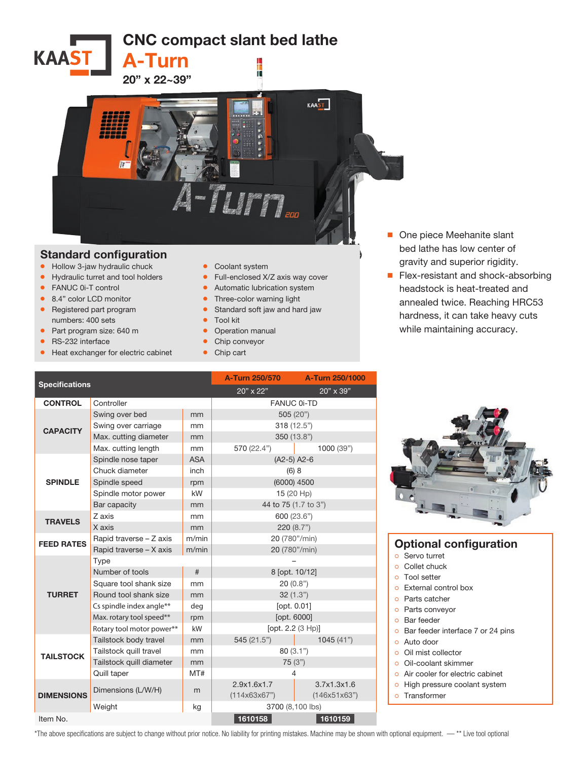# CNC compact slant bed lathe

## A-Turn

**20" x 22~39"**

## Standard configuration

- Hollow 3-jaw hydraulic chuck
- Hydraulic turret and tool holders
- FANUC 0i-T control
- 8.4" color LCD monitor
- Registered part program numbers: 400 sets
- Part program size: 640 m
- RS-232 interface
- Heat exchanger for electric cabinet
- Coolant system
- Full-enclosed X/Z axis way cover
- Automatic lubrication system
- Three-color warning light
- Standard soft jaw and hard jaw
- Tool kit
- Operation manual
- Chip conveyor
- Chip cart

- One piece Meehanite slant bed lathe has low center of gravity and superior rigidity.
- Flex-resistant and shock-absorbing headstock is heat-treated and annealed twice. Reaching HRC53 hardness, it can take heavy cuts while maintaining accuracy.

| Specifications | | | A-Turn 250/570 | A-Turn 250/1000 |
|---|---|---|---|---|
| | | | 20" x 22" | 20" x 39" |
| CONTROL | Controller | | FANUC 0i-TD | |
| CAPACITY | Swing over bed | mm | 505 (20") | |
| | Swing over carriage | mm | 318 (12.5") | |
| | Max. cutting diameter | mm | 350 (13.8") | |
| | Max. cutting length | mm | 570 (22.4") | 1000 (39") |
| SPINDLE | Spindle nose taper | ASA | (A2-5) A2-6 | |
| | Chuck diameter | inch | (6) 8 | |
| | Spindle speed | rpm | (6000) 4500 | |
| | Spindle motor power | kW | 15 (20 Hp) | |
| | Bar capacity | mm | 44 to 75 (1.7 to 3") | |
| TRAVELS | Z axis | mm | 600 (23.6") | |
| | X axis | mm | 220 (8.7") | |
| FEED RATES | Rapid traverse – Z axis | m/min | 20 (780"/min) | |
| | Rapid traverse – X axis | m/min | 20 (780"/min) | |
| TURRET | Type | | – | |
| | Number of tools | # | 8 [opt. 10/12] | |
| | Square tool shank size | mm | 20 (0.8") | |
| | Round tool shank size | mm | 32 (1.3") | |
| | Cs spindle index angle** | deg | [opt. 0.01] | |
| | Max. rotary tool speed** | rpm | [opt. 6000] | |
| | Rotary tool motor power** | kW | [opt. 2.2 (3 Hp)] | |
| TAILSTOCK | Tailstock body travel | mm | 545 (21.5") | 1045 (41") |
| | Tailstock quill travel | mm | 80 (3.1") | |
| | Tailstock quill diameter | mm | 75 (3") | |
| | Quill taper | MT# | 4 | |
| DIMENSIONS | Dimensions (L/W/H) | m | 2.9x1.6x1.7 (114x63x67") | 3.7x1.3x1.6 (146x51x63") |
| | Weight | kg | 3700 (8,100 lbs) | |
| Item No. | | | 1610158 | 1610159 |

## Optional configuration

- Servo turret
- Collet chuck
- Tool setter
- External control box
- Parts catcher
- Parts conveyor
- Bar feeder
- Bar feeder interface 7 or 24 pins
- Auto door
- Oil mist collector
- Oil-coolant skimmer
- Air cooler for electric cabinet
- High pressure coolant system
- Transformer

*The above specifications are subject to change without prior notice. No liability for printing mistakes. Machine may be shown with optional equipment. — ** Live tool optional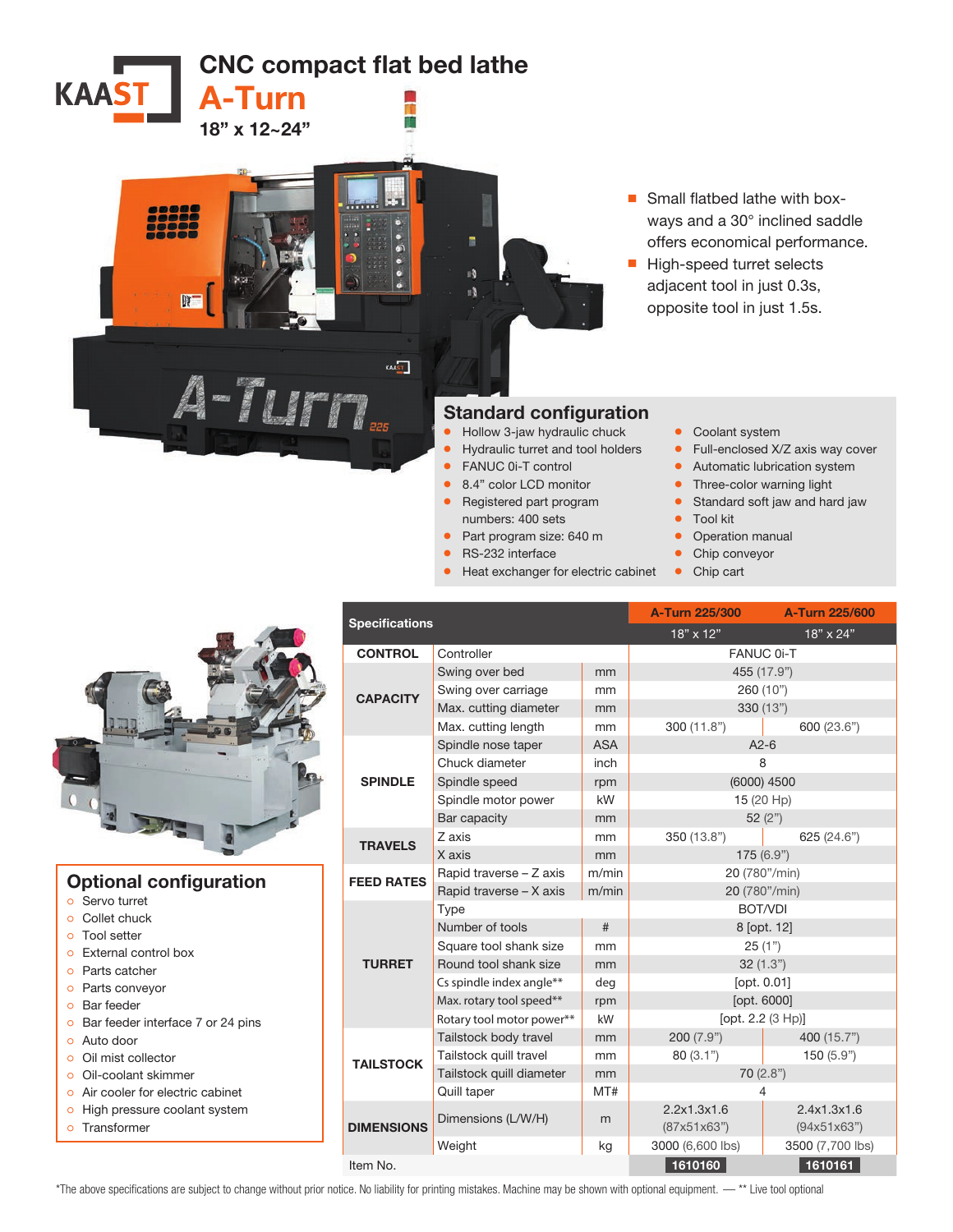# CNC compact flat bed lathe

# A-Turn

18" x 12~24"

- Small flatbed lathe with box-ways and a 30° inclined saddle offers economical performance.
- High-speed turret selects adjacent tool in just 0.3s, opposite tool in just 1.5s.

## Standard configuration

- Hollow 3-jaw hydraulic chuck
- Hydraulic turret and tool holders
- FANUC 0i-T control
- 8.4" color LCD monitor
- Registered part program numbers: 400 sets
- Part program size: 640 m
- RS-232 interface
- Heat exchanger for electric cabinet
- Coolant system
- Full-enclosed X/Z axis way cover
- Automatic lubrication system
- Three-color warning light
- Standard soft jaw and hard jaw
- Tool kit
- Operation manual
- Chip conveyor
- Chip cart

## Optional configuration

- Servo turret
- Collet chuck
- Tool setter
- External control box
- Parts catcher
- Parts conveyor
- Bar feeder
- Bar feeder interface 7 or 24 pins
- Auto door
- Oil mist collector
- Oil-coolant skimmer
- Air cooler for electric cabinet
- High pressure coolant system
- Transformer

| Specifications | | | A-Turn 225/300 | A-Turn 225/600 |
|---|---|---|---|---|
| | | | 18" x 12" | 18" x 24" |
| CONTROL | Controller | | FANUC 0i-T | |
| CAPACITY | Swing over bed | mm | 455 (17.9") | |
| | Swing over carriage | mm | 260 (10") | |
| | Max. cutting diameter | mm | 330 (13") | |
| | Max. cutting length | mm | 300 (11.8") | 600 (23.6") |
| SPINDLE | Spindle nose taper | ASA | A2-6 | |
| | Chuck diameter | inch | 8 | |
| | Spindle speed | rpm | (6000) 4500 | |
| | Spindle motor power | kW | 15 (20 Hp) | |
| | Bar capacity | mm | 52 (2") | |
| TRAVELS | Z axis | mm | 350 (13.8") | 625 (24.6") |
| | X axis | mm | 175 (6.9") | |
| FEED RATES | Rapid traverse – Z axis | m/min | 20 (780"/min) | |
| | Rapid traverse – X axis | m/min | 20 (780"/min) | |
| TURRET | Type | | BOT/VDI | |
| | Number of tools | # | 8 [opt. 12] | |
| | Square tool shank size | mm | 25 (1") | |
| | Round tool shank size | mm | 32 (1.3") | |
| | Cs spindle index angle** | deg | [opt. 0.01] | |
| | Max. rotary tool speed** | rpm | [opt. 6000] | |
| | Rotary tool motor power** | kW | [opt. 2.2 (3 Hp)] | |
| TAILSTOCK | Tailstock body travel | mm | 200 (7.9") | 400 (15.7") |
| | Tailstock quill travel | mm | 80 (3.1") | 150 (5.9") |
| | Tailstock quill diameter | mm | 70 (2.8") | |
| | Quill taper | MT# | 4 | |
| DIMENSIONS | Dimensions (L/W/H) | m | 2.2x1.3x1.6 (87x51x63") | 2.4x1.3x1.6 (94x51x63") |
| | Weight | kg | 3000 (6,600 lbs) | 3500 (7,700 lbs) |
| Item No. | | | 1610160 | 1610161 |

*The above specifications are subject to change without prior notice. No liability for printing mistakes. Machine may be shown with optional equipment. — ** Live tool optional